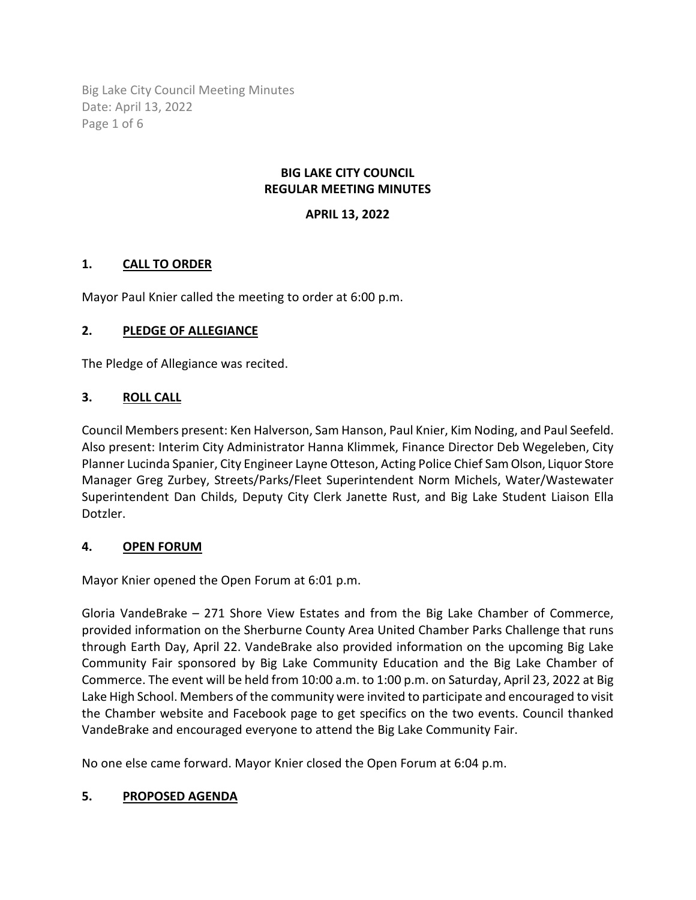# BIG LAKE CITY COUNCIL
# REGULAR MEETING MINUTES

**APRIL 13, 2022**

## 1. CALL TO ORDER

Mayor Paul Knier called the meeting to order at 6:00 p.m.

## 2. PLEDGE OF ALLEGIANCE

The Pledge of Allegiance was recited.

## 3. ROLL CALL

Council Members present: Ken Halverson, Sam Hanson, Paul Knier, Kim Noding, and Paul Seefeld. Also present: Interim City Administrator Hanna Klimmek, Finance Director Deb Wegeleben, City Planner Lucinda Spanier, City Engineer Layne Otteson, Acting Police Chief Sam Olson, Liquor Store Manager Greg Zurbey, Streets/Parks/Fleet Superintendent Norm Michels, Water/Wastewater Superintendent Dan Childs, Deputy City Clerk Janette Rust, and Big Lake Student Liaison Ella Dotzler.

## 4. OPEN FORUM

Mayor Knier opened the Open Forum at 6:01 p.m.

Gloria VandeBrake – 271 Shore View Estates and from the Big Lake Chamber of Commerce, provided information on the Sherburne County Area United Chamber Parks Challenge that runs through Earth Day, April 22. VandeBrake also provided information on the upcoming Big Lake Community Fair sponsored by Big Lake Community Education and the Big Lake Chamber of Commerce. The event will be held from 10:00 a.m. to 1:00 p.m. on Saturday, April 23, 2022 at Big Lake High School. Members of the community were invited to participate and encouraged to visit the Chamber website and Facebook page to get specifics on the two events. Council thanked VandeBrake and encouraged everyone to attend the Big Lake Community Fair.

No one else came forward. Mayor Knier closed the Open Forum at 6:04 p.m.

## 5. PROPOSED AGENDA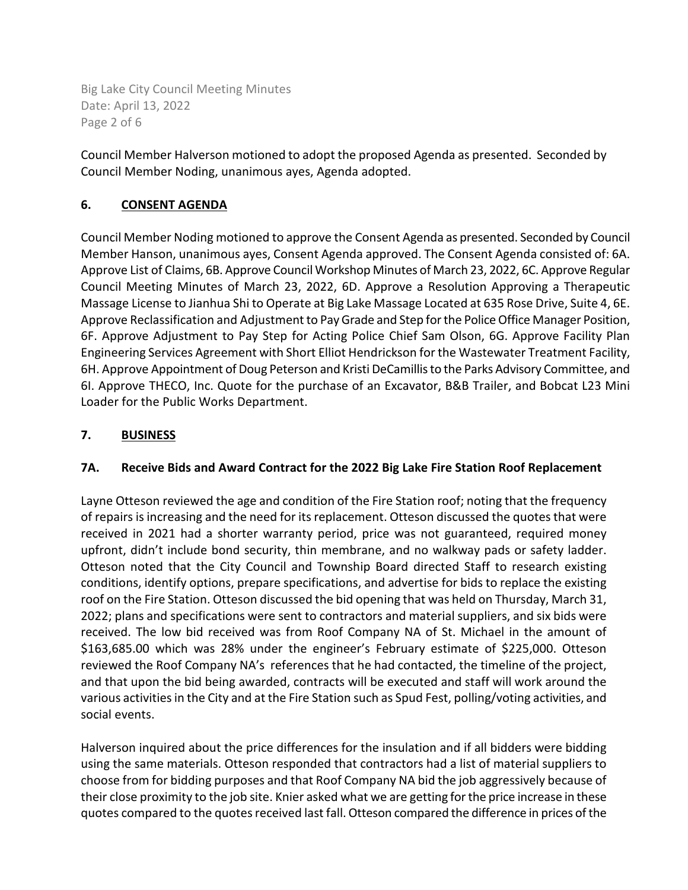Council Member Halverson motioned to adopt the proposed Agenda as presented. Seconded by Council Member Noding, unanimous ayes, Agenda adopted.

## 6. **CONSENT AGENDA**

Council Member Noding motioned to approve the Consent Agenda as presented. Seconded by Council Member Hanson, unanimous ayes, Consent Agenda approved. The Consent Agenda consisted of: 6A. Approve List of Claims, 6B. Approve Council Workshop Minutes of March 23, 2022, 6C. Approve Regular Council Meeting Minutes of March 23, 2022, 6D. Approve a Resolution Approving a Therapeutic Massage License to Jianhua Shi to Operate at Big Lake Massage Located at 635 Rose Drive, Suite 4, 6E. Approve Reclassification and Adjustment to Pay Grade and Step for the Police Office Manager Position, 6F. Approve Adjustment to Pay Step for Acting Police Chief Sam Olson, 6G. Approve Facility Plan Engineering Services Agreement with Short Elliot Hendrickson for the Wastewater Treatment Facility, 6H. Approve Appointment of Doug Peterson and Kristi DeCamillis to the Parks Advisory Committee, and 6I. Approve THECO, Inc. Quote for the purchase of an Excavator, B&B Trailer, and Bobcat L23 Mini Loader for the Public Works Department.

## 7. **BUSINESS**

### 7A. Receive Bids and Award Contract for the 2022 Big Lake Fire Station Roof Replacement

Layne Otteson reviewed the age and condition of the Fire Station roof; noting that the frequency of repairs is increasing and the need for its replacement. Otteson discussed the quotes that were received in 2021 had a shorter warranty period, price was not guaranteed, required money upfront, didn't include bond security, thin membrane, and no walkway pads or safety ladder. Otteson noted that the City Council and Township Board directed Staff to research existing conditions, identify options, prepare specifications, and advertise for bids to replace the existing roof on the Fire Station. Otteson discussed the bid opening that was held on Thursday, March 31, 2022; plans and specifications were sent to contractors and material suppliers, and six bids were received. The low bid received was from Roof Company NA of St. Michael in the amount of $163,685.00 which was 28% under the engineer's February estimate of $225,000. Otteson reviewed the Roof Company NA's references that he had contacted, the timeline of the project, and that upon the bid being awarded, contracts will be executed and staff will work around the various activities in the City and at the Fire Station such as Spud Fest, polling/voting activities, and social events.

Halverson inquired about the price differences for the insulation and if all bidders were bidding using the same materials. Otteson responded that contractors had a list of material suppliers to choose from for bidding purposes and that Roof Company NA bid the job aggressively because of their close proximity to the job site. Knier asked what we are getting for the price increase in these quotes compared to the quotes received last fall. Otteson compared the difference in prices of the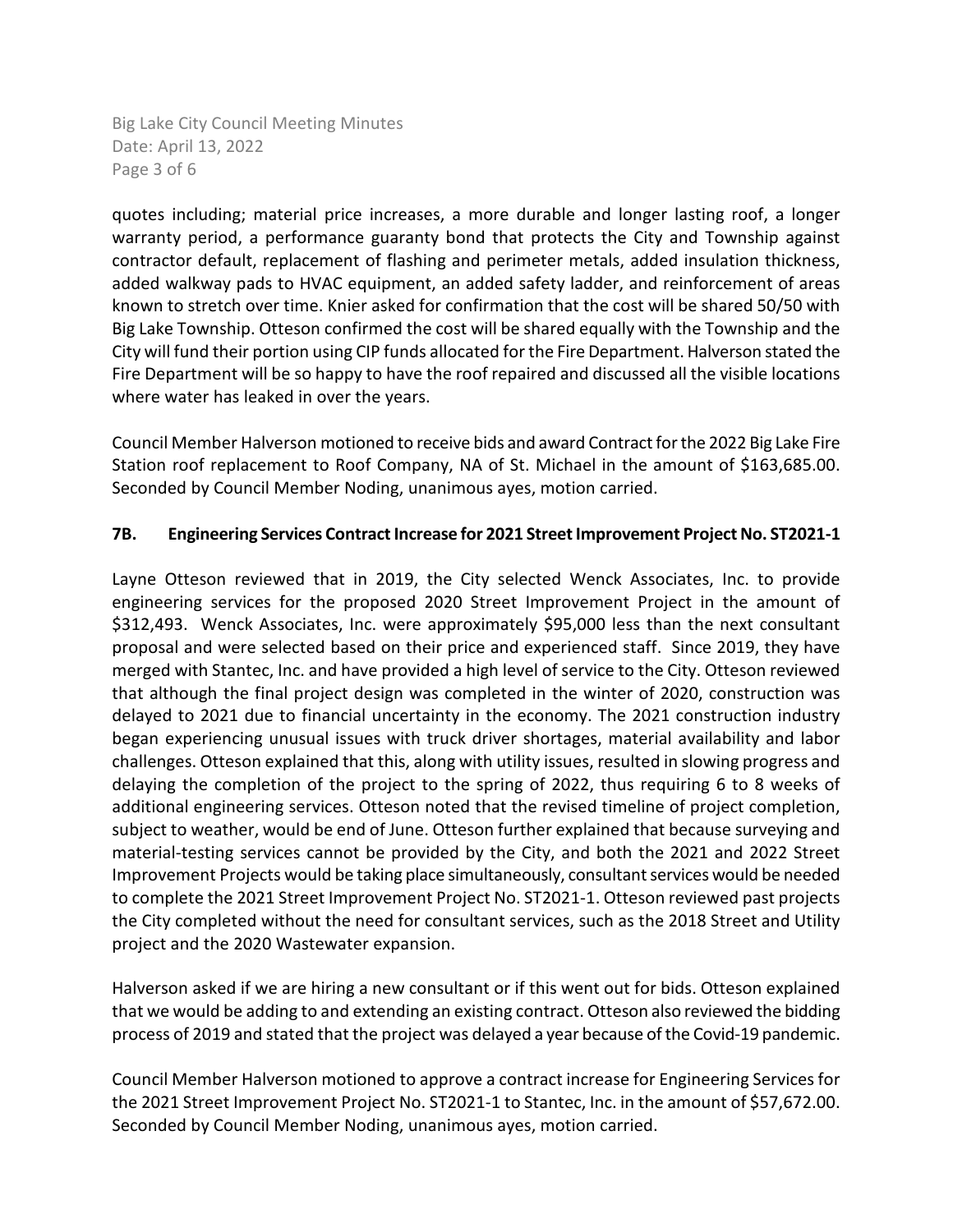quotes including; material price increases, a more durable and longer lasting roof, a longer warranty period, a performance guaranty bond that protects the City and Township against contractor default, replacement of flashing and perimeter metals, added insulation thickness, added walkway pads to HVAC equipment, an added safety ladder, and reinforcement of areas known to stretch over time. Knier asked for confirmation that the cost will be shared 50/50 with Big Lake Township. Otteson confirmed the cost will be shared equally with the Township and the City will fund their portion using CIP funds allocated for the Fire Department. Halverson stated the Fire Department will be so happy to have the roof repaired and discussed all the visible locations where water has leaked in over the years.

Council Member Halverson motioned to receive bids and award Contract for the 2022 Big Lake Fire Station roof replacement to Roof Company, NA of St. Michael in the amount of $163,685.00. Seconded by Council Member Noding, unanimous ayes, motion carried.

### 7B. Engineering Services Contract Increase for 2021 Street Improvement Project No. ST2021-1

Layne Otteson reviewed that in 2019, the City selected Wenck Associates, Inc. to provide engineering services for the proposed 2020 Street Improvement Project in the amount of $312,493. Wenck Associates, Inc. were approximately $95,000 less than the next consultant proposal and were selected based on their price and experienced staff. Since 2019, they have merged with Stantec, Inc. and have provided a high level of service to the City. Otteson reviewed that although the final project design was completed in the winter of 2020, construction was delayed to 2021 due to financial uncertainty in the economy. The 2021 construction industry began experiencing unusual issues with truck driver shortages, material availability and labor challenges. Otteson explained that this, along with utility issues, resulted in slowing progress and delaying the completion of the project to the spring of 2022, thus requiring 6 to 8 weeks of additional engineering services. Otteson noted that the revised timeline of project completion, subject to weather, would be end of June. Otteson further explained that because surveying and material-testing services cannot be provided by the City, and both the 2021 and 2022 Street Improvement Projects would be taking place simultaneously, consultant services would be needed to complete the 2021 Street Improvement Project No. ST2021-1. Otteson reviewed past projects the City completed without the need for consultant services, such as the 2018 Street and Utility project and the 2020 Wastewater expansion.

Halverson asked if we are hiring a new consultant or if this went out for bids. Otteson explained that we would be adding to and extending an existing contract. Otteson also reviewed the bidding process of 2019 and stated that the project was delayed a year because of the Covid-19 pandemic.

Council Member Halverson motioned to approve a contract increase for Engineering Services for the 2021 Street Improvement Project No. ST2021-1 to Stantec, Inc. in the amount of $57,672.00. Seconded by Council Member Noding, unanimous ayes, motion carried.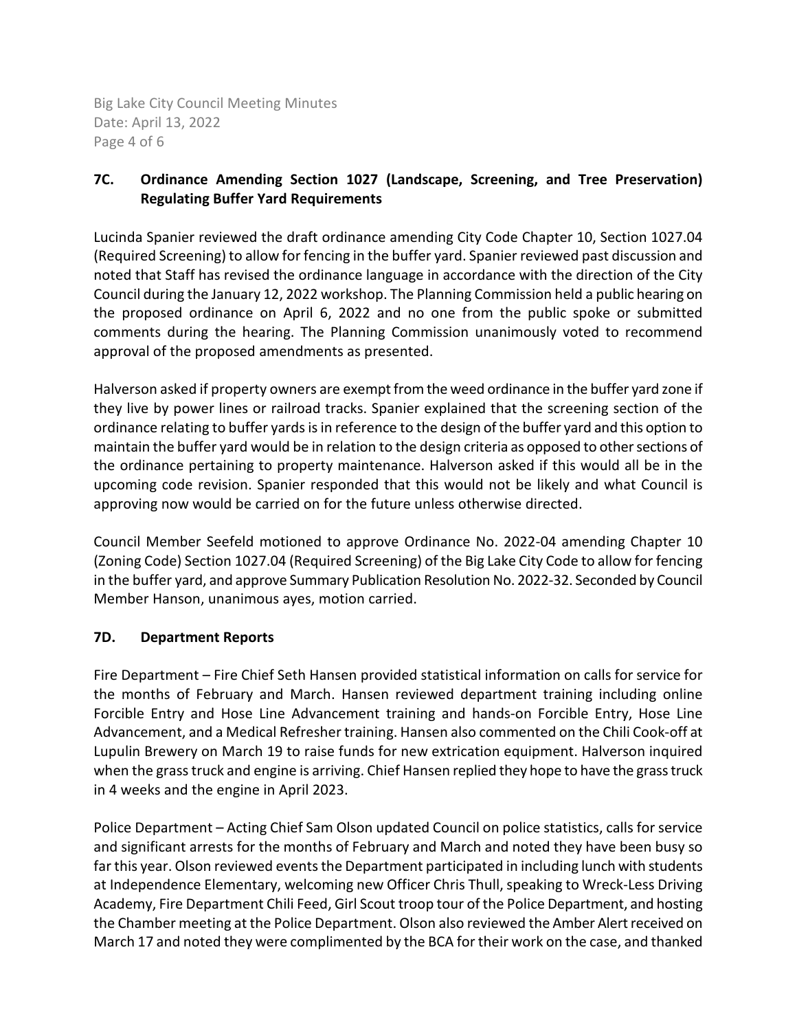### 7C. Ordinance Amending Section 1027 (Landscape, Screening, and Tree Preservation) Regulating Buffer Yard Requirements

Lucinda Spanier reviewed the draft ordinance amending City Code Chapter 10, Section 1027.04 (Required Screening) to allow for fencing in the buffer yard. Spanier reviewed past discussion and noted that Staff has revised the ordinance language in accordance with the direction of the City Council during the January 12, 2022 workshop. The Planning Commission held a public hearing on the proposed ordinance on April 6, 2022 and no one from the public spoke or submitted comments during the hearing. The Planning Commission unanimously voted to recommend approval of the proposed amendments as presented.

Halverson asked if property owners are exempt from the weed ordinance in the buffer yard zone if they live by power lines or railroad tracks. Spanier explained that the screening section of the ordinance relating to buffer yards is in reference to the design of the buffer yard and this option to maintain the buffer yard would be in relation to the design criteria as opposed to other sections of the ordinance pertaining to property maintenance. Halverson asked if this would all be in the upcoming code revision. Spanier responded that this would not be likely and what Council is approving now would be carried on for the future unless otherwise directed.

Council Member Seefeld motioned to approve Ordinance No. 2022-04 amending Chapter 10 (Zoning Code) Section 1027.04 (Required Screening) of the Big Lake City Code to allow for fencing in the buffer yard, and approve Summary Publication Resolution No. 2022-32. Seconded by Council Member Hanson, unanimous ayes, motion carried.

### 7D. Department Reports

Fire Department – Fire Chief Seth Hansen provided statistical information on calls for service for the months of February and March. Hansen reviewed department training including online Forcible Entry and Hose Line Advancement training and hands-on Forcible Entry, Hose Line Advancement, and a Medical Refresher training. Hansen also commented on the Chili Cook-off at Lupulin Brewery on March 19 to raise funds for new extrication equipment. Halverson inquired when the grass truck and engine is arriving. Chief Hansen replied they hope to have the grass truck in 4 weeks and the engine in April 2023.

Police Department – Acting Chief Sam Olson updated Council on police statistics, calls for service and significant arrests for the months of February and March and noted they have been busy so far this year. Olson reviewed events the Department participated in including lunch with students at Independence Elementary, welcoming new Officer Chris Thull, speaking to Wreck-Less Driving Academy, Fire Department Chili Feed, Girl Scout troop tour of the Police Department, and hosting the Chamber meeting at the Police Department. Olson also reviewed the Amber Alert received on March 17 and noted they were complimented by the BCA for their work on the case, and thanked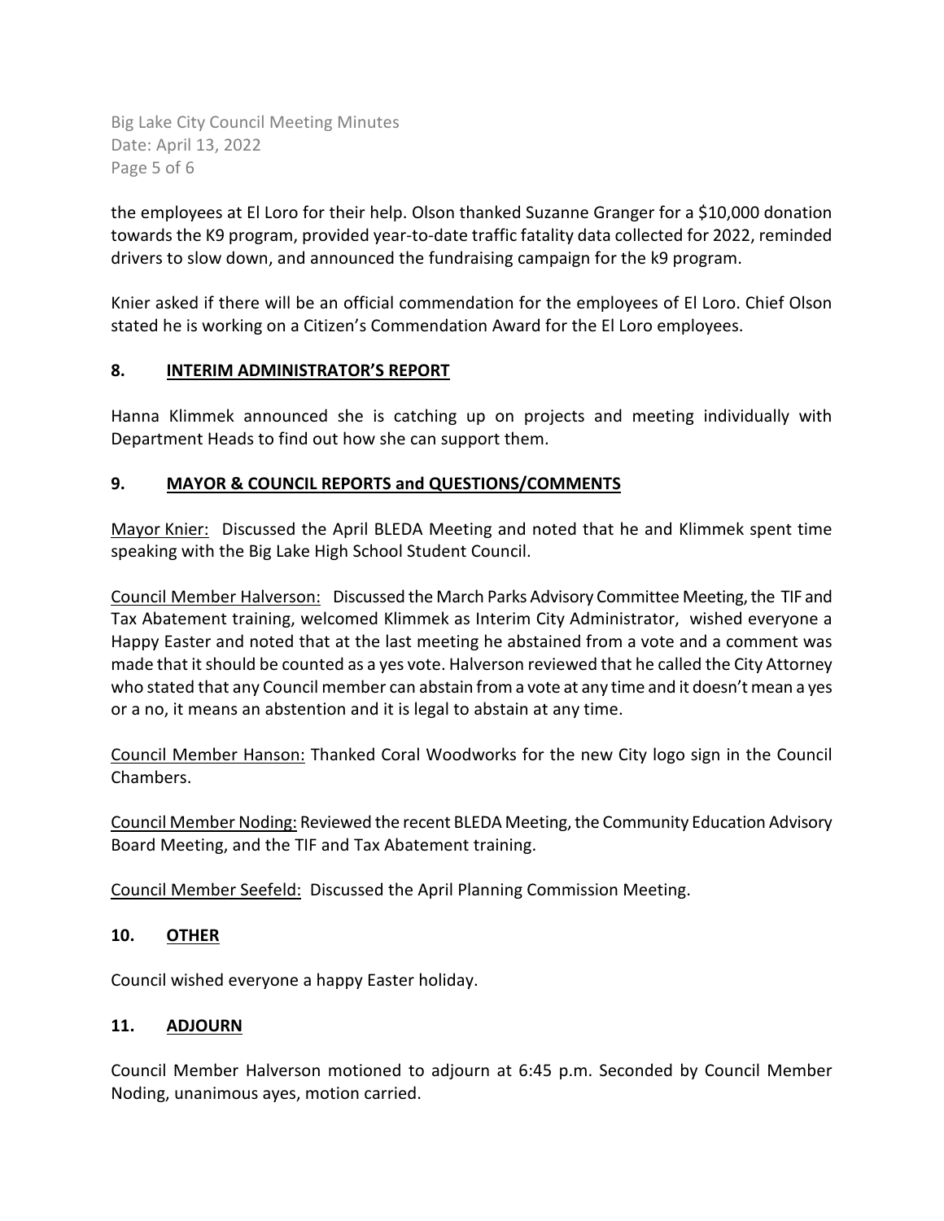the employees at El Loro for their help. Olson thanked Suzanne Granger for a $10,000 donation towards the K9 program, provided year-to-date traffic fatality data collected for 2022, reminded drivers to slow down, and announced the fundraising campaign for the k9 program.

Knier asked if there will be an official commendation for the employees of El Loro. Chief Olson stated he is working on a Citizen's Commendation Award for the El Loro employees.

## 8. INTERIM ADMINISTRATOR'S REPORT

Hanna Klimmek announced she is catching up on projects and meeting individually with Department Heads to find out how she can support them.

## 9. MAYOR & COUNCIL REPORTS and QUESTIONS/COMMENTS

Mayor Knier: Discussed the April BLEDA Meeting and noted that he and Klimmek spent time speaking with the Big Lake High School Student Council.

Council Member Halverson: Discussed the March Parks Advisory Committee Meeting, the TIF and Tax Abatement training, welcomed Klimmek as Interim City Administrator, wished everyone a Happy Easter and noted that at the last meeting he abstained from a vote and a comment was made that it should be counted as a yes vote. Halverson reviewed that he called the City Attorney who stated that any Council member can abstain from a vote at any time and it doesn't mean a yes or a no, it means an abstention and it is legal to abstain at any time.

Council Member Hanson: Thanked Coral Woodworks for the new City logo sign in the Council Chambers.

Council Member Noding: Reviewed the recent BLEDA Meeting, the Community Education Advisory Board Meeting, and the TIF and Tax Abatement training.

Council Member Seefeld: Discussed the April Planning Commission Meeting.

## 10. OTHER

Council wished everyone a happy Easter holiday.

## 11. ADJOURN

Council Member Halverson motioned to adjourn at 6:45 p.m. Seconded by Council Member Noding, unanimous ayes, motion carried.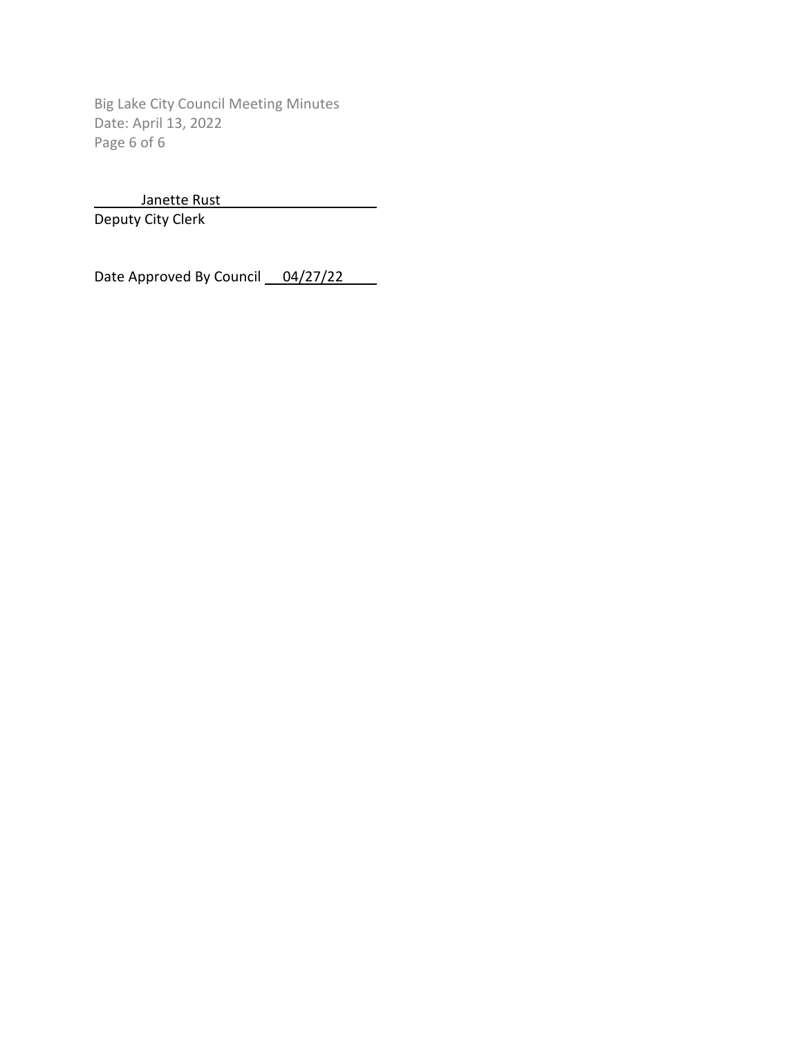Janette Rust
Deputy City Clerk

Date Approved By Council 04/27/22